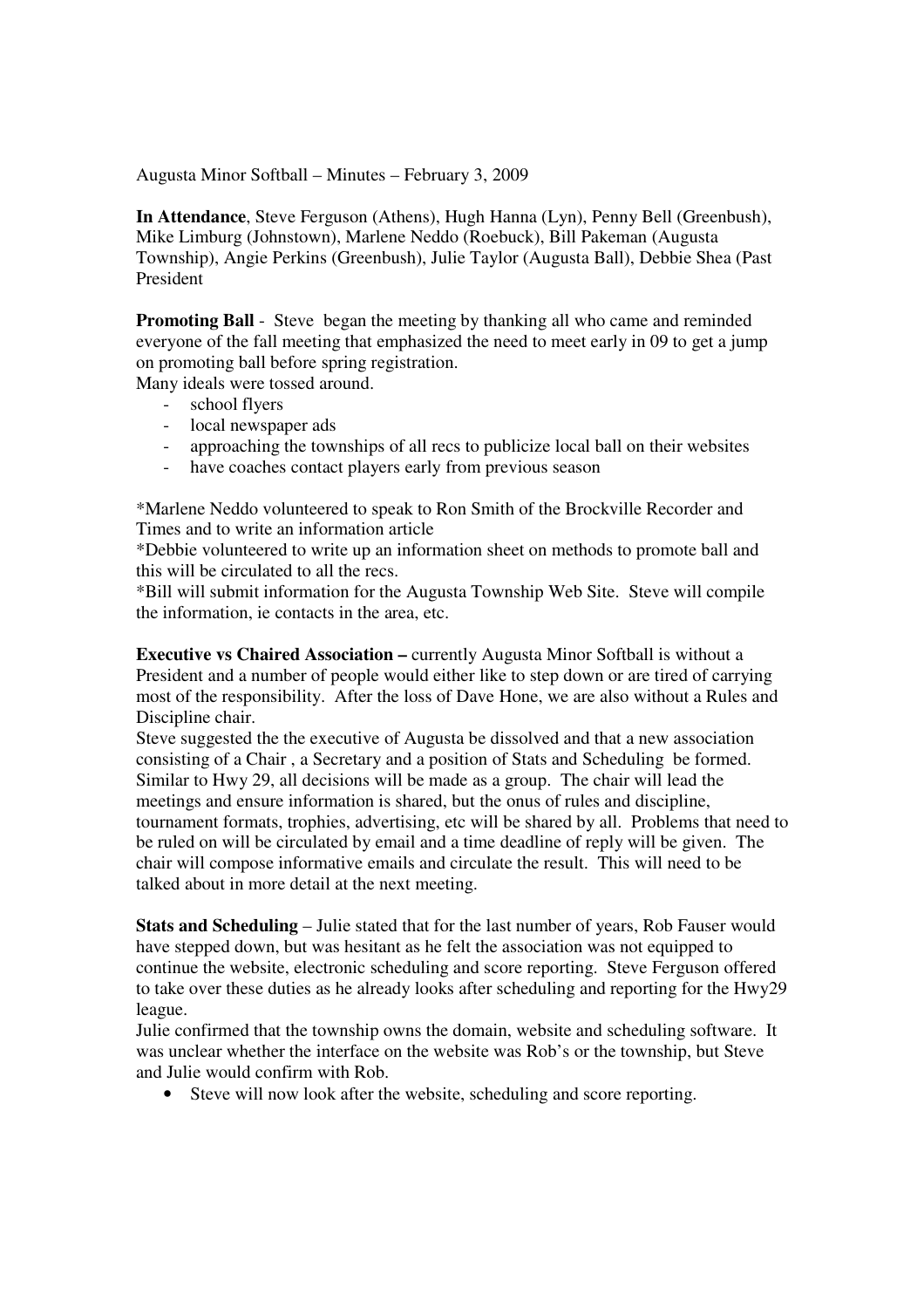Augusta Minor Softball – Minutes – February 3, 2009

**In Attendance**, Steve Ferguson (Athens), Hugh Hanna (Lyn), Penny Bell (Greenbush), Mike Limburg (Johnstown), Marlene Neddo (Roebuck), Bill Pakeman (Augusta Township), Angie Perkins (Greenbush), Julie Taylor (Augusta Ball), Debbie Shea (Past President

**Promoting Ball** - Steve began the meeting by thanking all who came and reminded everyone of the fall meeting that emphasized the need to meet early in 09 to get a jump on promoting ball before spring registration.
Many ideals were tossed around.

- school flyers
- local newspaper ads
- approaching the townships of all recs to publicize local ball on their websites
- have coaches contact players early from previous season

*Marlene Neddo volunteered to speak to Ron Smith of the Brockville Recorder and Times and to write an information article
*Debbie volunteered to write up an information sheet on methods to promote ball and this will be circulated to all the recs.
*Bill will submit information for the Augusta Township Web Site. Steve will compile the information, ie contacts in the area, etc.

**Executive vs Chaired Association –** currently Augusta Minor Softball is without a President and a number of people would either like to step down or are tired of carrying most of the responsibility. After the loss of Dave Hone, we are also without a Rules and Discipline chair.
Steve suggested the the executive of Augusta be dissolved and that a new association consisting of a Chair , a Secretary and a position of Stats and Scheduling be formed. Similar to Hwy 29, all decisions will be made as a group. The chair will lead the meetings and ensure information is shared, but the onus of rules and discipline, tournament formats, trophies, advertising, etc will be shared by all. Problems that need to be ruled on will be circulated by email and a time deadline of reply will be given. The chair will compose informative emails and circulate the result. This will need to be talked about in more detail at the next meeting.

**Stats and Scheduling** – Julie stated that for the last number of years, Rob Fauser would have stepped down, but was hesitant as he felt the association was not equipped to continue the website, electronic scheduling and score reporting. Steve Ferguson offered to take over these duties as he already looks after scheduling and reporting for the Hwy29 league.
Julie confirmed that the township owns the domain, website and scheduling software. It was unclear whether the interface on the website was Rob's or the township, but Steve and Julie would confirm with Rob.

- Steve will now look after the website, scheduling and score reporting.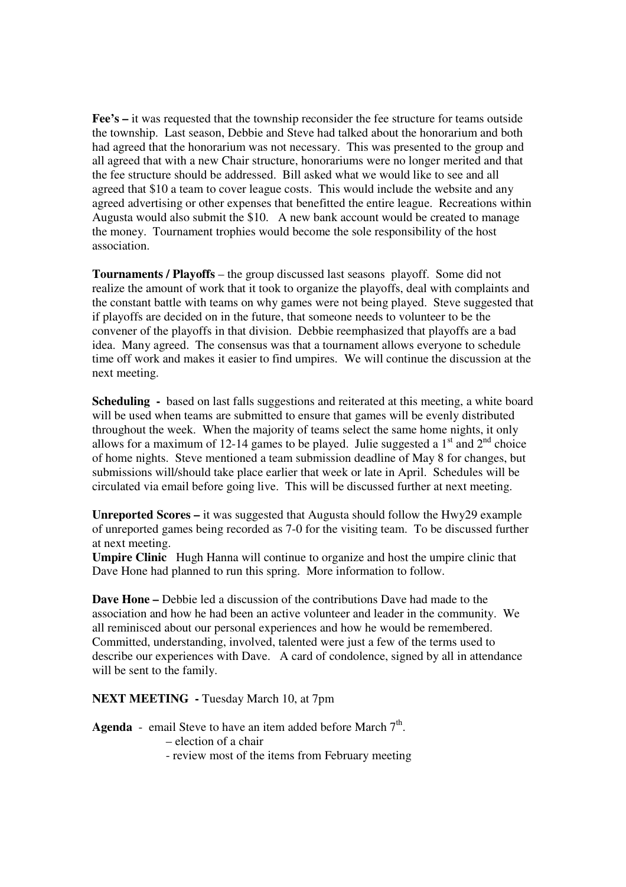**Fee's –** it was requested that the township reconsider the fee structure for teams outside the township. Last season, Debbie and Steve had talked about the honorarium and both had agreed that the honorarium was not necessary. This was presented to the group and all agreed that with a new Chair structure, honorariums were no longer merited and that the fee structure should be addressed. Bill asked what we would like to see and all agreed that $10 a team to cover league costs. This would include the website and any agreed advertising or other expenses that benefitted the entire league. Recreations within Augusta would also submit the $10. A new bank account would be created to manage the money. Tournament trophies would become the sole responsibility of the host association.

**Tournaments / Playoffs** – the group discussed last seasons playoff. Some did not realize the amount of work that it took to organize the playoffs, deal with complaints and the constant battle with teams on why games were not being played. Steve suggested that if playoffs are decided on in the future, that someone needs to volunteer to be the convener of the playoffs in that division. Debbie reemphasized that playoffs are a bad idea. Many agreed. The consensus was that a tournament allows everyone to schedule time off work and makes it easier to find umpires. We will continue the discussion at the next meeting.

**Scheduling -** based on last falls suggestions and reiterated at this meeting, a white board will be used when teams are submitted to ensure that games will be evenly distributed throughout the week. When the majority of teams select the same home nights, it only allows for a maximum of 12-14 games to be played. Julie suggested a 1st and 2nd choice of home nights. Steve mentioned a team submission deadline of May 8 for changes, but submissions will/should take place earlier that week or late in April. Schedules will be circulated via email before going live. This will be discussed further at next meeting.

**Unreported Scores –** it was suggested that Augusta should follow the Hwy29 example of unreported games being recorded as 7-0 for the visiting team. To be discussed further at next meeting.

**Umpire Clinic** Hugh Hanna will continue to organize and host the umpire clinic that Dave Hone had planned to run this spring. More information to follow.

**Dave Hone –** Debbie led a discussion of the contributions Dave had made to the association and how he had been an active volunteer and leader in the community. We all reminisced about our personal experiences and how he would be remembered. Committed, understanding, involved, talented were just a few of the terms used to describe our experiences with Dave. A card of condolence, signed by all in attendance will be sent to the family.

**NEXT MEETING -** Tuesday March 10, at 7pm

**Agenda** - email Steve to have an item added before March 7th.

- election of a chair
- review most of the items from February meeting